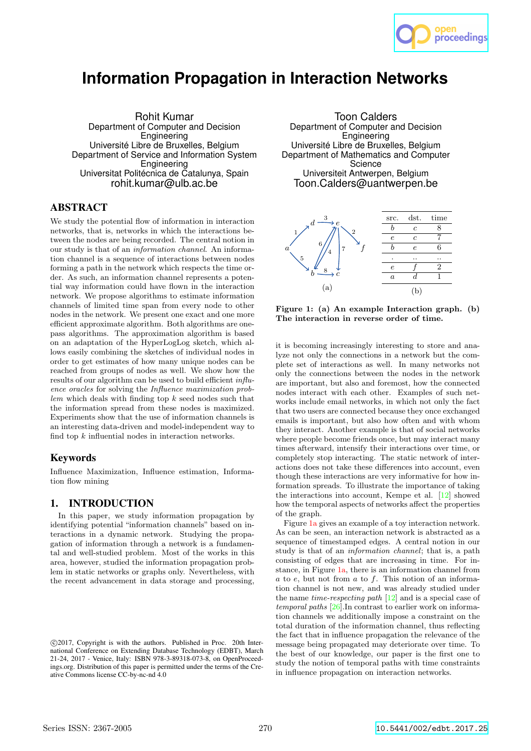# Information Propagation in Interaction Networks

Rohit Kumar
Department of Computer and Decision Engineering
Université Libre de Bruxelles, Belgium
Department of Service and Information System Engineering
Universitat Politécnica de Catalunya, Spain
rohit.kumar@ulb.ac.be

Toon Calders
Department of Computer and Decision Engineering
Université Libre de Bruxelles, Belgium
Department of Mathematics and Computer Science
Universiteit Antwerpen, Belgium
Toon.Calders@uantwerpen.be

## ABSTRACT

We study the potential flow of information in interaction networks, that is, networks in which the interactions between the nodes are being recorded. The central notion in our study is that of an *information channel*. An information channel is a sequence of interactions between nodes forming a path in the network which respects the time order. As such, an information channel represents a potential way information could have flown in the interaction network. We propose algorithms to estimate information channels of limited time span from every node to other nodes in the network. We present one exact and one more efficient approximate algorithm. Both algorithms are one-pass algorithms. The approximation algorithm is based on an adaptation of the HyperLogLog sketch, which allows easily combining the sketches of individual nodes in order to get estimates of how many unique nodes can be reached from groups of nodes as well. We show how the results of our algorithm can be used to build efficient *influence oracles* for solving the *Influence maximization problem* which deals with finding top $k$ seed nodes such that the information spread from these nodes is maximized. Experiments show that the use of information channels is an interesting data-driven and model-independent way to find top $k$ influential nodes in interaction networks.

## Keywords

Influence Maximization, Influence estimation, Information flow mining

## 1. INTRODUCTION

In this paper, we study information propagation by identifying potential "information channels" based on interactions in a dynamic network. Studying the propagation of information through a network is a fundamental and well-studied problem. Most of the works in this area, however, studied the information propagation problem in static networks or graphs only. Nevertheless, with the recent advancement in data storage and processing, it is becoming increasingly interesting to store and analyze not only the connections in a network but the complete set of interactions as well. In many networks not only the connections between the nodes in the network are important, but also and foremost, how the connected nodes interact with each other. Examples of such networks include email networks, in which not only the fact that two users are connected because they once exchanged emails is important, but also how often and with whom they interact. Another example is that of social networks where people become friends once, but may interact many times afterward, intensify their interactions over time, or completely stop interacting. The static network of interactions does not take these differences into account, even though these interactions are very informative for how information spreads. To illustrate the importance of taking the interactions into account, Kempe et al. [12] showed how the temporal aspects of networks affect the properties of the graph.

(a)

| src. | dst. | time |
|---|---|---|
| $b$ | $c$ | 8 |
| $e$ | $c$ | 7 |
| $b$ | $e$ | 6 |
| . | .. | .. |
| $e$ | $f$ | 2 |
| $a$ | $d$ | 1 |

(b)

**Figure 1: (a) An example Interaction graph. (b) The interaction in reverse order of time.**

Figure 1a gives an example of a toy interaction network. As can be seen, an interaction network is abstracted as a sequence of timestamped edges. A central notion in our study is that of an *information channel*; that is, a path consisting of edges that are increasing in time. For instance, in Figure 1a, there is an information channel from $a$ to $e$, but not from $a$ to $f$. This notion of an information channel is not new, and was already studied under the name *time-respecting path* [12] and is a special case of *temporal paths* [26]. In contrast to earlier work on information channels we additionally impose a constraint on the total duration of the information channel, thus reflecting the fact that in influence propagation the relevance of the message being propagated may deteriorate over time. To the best of our knowledge, our paper is the first one to study the notion of temporal paths with time constraints in influence propagation on interaction networks.

©2017, Copyright is with the authors. Published in Proc. 20th International Conference on Extending Database Technology (EDBT), March 21-24, 2017 - Venice, Italy: ISBN 978-3-89318-073-8, on OpenProceedings.org. Distribution of this paper is permitted under the terms of the Creative Commons license CC-by-nc-nd 4.0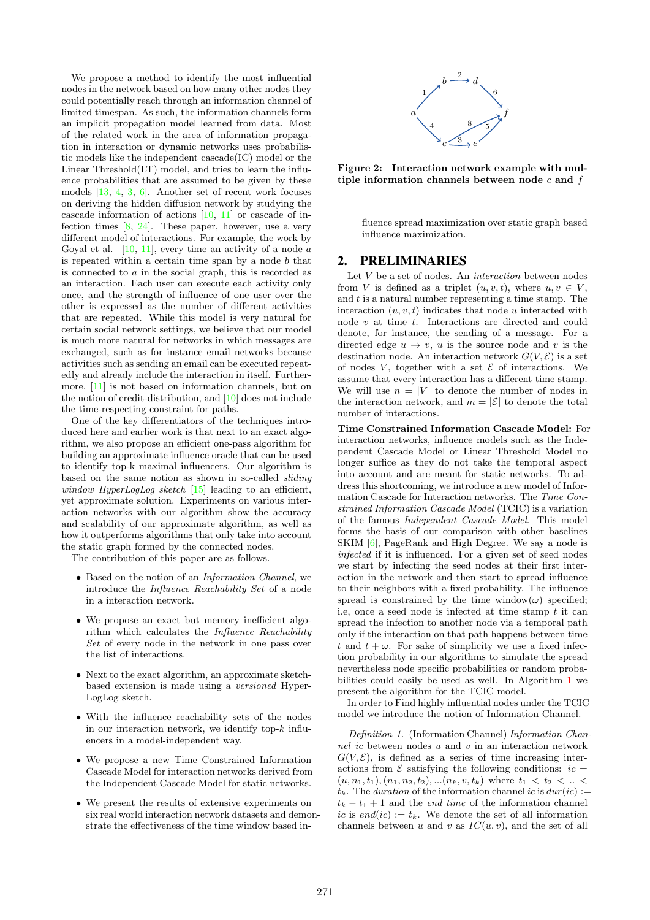We propose a method to identify the most influential nodes in the network based on how many other nodes they could potentially reach through an information channel of limited timespan. As such, the information channels form an implicit propagation model learned from data. Most of the related work in the area of information propagation in interaction or dynamic networks uses probabilistic models like the independent cascade(IC) model or the Linear Threshold(LT) model, and tries to learn the influence probabilities that are assumed to be given by these models [13, 4, 3, 6]. Another set of recent work focuses on deriving the hidden diffusion network by studying the cascade information of actions [10, 11] or cascade of infection times [8, 24]. These paper, however, use a very different model of interactions. For example, the work by Goyal et al. [10, 11], every time an activity of a node $a$ is repeated within a certain time span by a node $b$ that is connected to $a$ in the social graph, this is recorded as an interaction. Each user can execute each activity only once, and the strength of influence of one user over the other is expressed as the number of different activities that are repeated. While this model is very natural for certain social network settings, we believe that our model is much more natural for networks in which messages are exchanged, such as for instance email networks because activities such as sending an email can be executed repeatedly and already include the interaction in itself. Furthermore, [11] is not based on information channels, but on the notion of credit-distribution, and [10] does not include the time-respecting constraint for paths.

One of the key differentiators of the techniques introduced here and earlier work is that next to an exact algorithm, we also propose an efficient one-pass algorithm for building an approximate influence oracle that can be used to identify top-k maximal influencers. Our algorithm is based on the same notion as shown in so-called *sliding window HyperLogLog sketch* [15] leading to an efficient, yet approximate solution. Experiments on various interaction networks with our algorithm show the accuracy and scalability of our approximate algorithm, as well as how it outperforms algorithms that only take into account the static graph formed by the connected nodes.

The contribution of this paper are as follows.

- Based on the notion of an *Information Channel*, we introduce the *Influence Reachability Set* of a node in a interaction network.
- We propose an exact but memory inefficient algorithm which calculates the *Influence Reachability Set* of every node in the network in one pass over the list of interactions.
- Next to the exact algorithm, an approximate sketch-based extension is made using a *versioned* HyperLogLog sketch.
- With the influence reachability sets of the nodes in our interaction network, we identify top-$k$ influencers in a model-independent way.
- We propose a new Time Constrained Information Cascade Model for interaction networks derived from the Independent Cascade Model for static networks.
- We present the results of extensive experiments on six real world interaction network datasets and demonstrate the effectiveness of the time window based influence spread maximization over static graph based influence maximization.

**Figure 2: Interaction network example with multiple information channels between node $c$ and $f$**

## 2. PRELIMINARIES

Let $V$ be a set of nodes. An *interaction* between nodes from $V$ is defined as a triplet $(u, v, t)$, where $u, v \in V$, and $t$ is a natural number representing a time stamp. The interaction $(u, v, t)$ indicates that node $u$ interacted with node $v$ at time $t$. Interactions are directed and could denote, for instance, the sending of a message. For a directed edge $u \to v$, $u$ is the source node and $v$ is the destination node. An interaction network $G(V, \mathcal{E})$ is a set of nodes $V$, together with a set $\mathcal{E}$ of interactions. We assume that every interaction has a different time stamp. We will use $n = |V|$ to denote the number of nodes in the interaction network, and $m = |\mathcal{E}|$ to denote the total number of interactions.

**Time Constrained Information Cascade Model:** For interaction networks, influence models such as the Independent Cascade Model or Linear Threshold Model no longer suffice as they do not take the temporal aspect into account and are meant for static networks. To address this shortcoming, we introduce a new model of Information Cascade for Interaction networks. The *Time Constrained Information Cascade Model* (TCIC) is a variation of the famous *Independent Cascade Model*. This model forms the basis of our comparison with other baselines SKIM [6], PageRank and High Degree. We say a node is *infected* if it is influenced. For a given set of seed nodes we start by infecting the seed nodes at their first interaction in the network and then start to spread influence to their neighbors with a fixed probability. The influence spread is constrained by the time window($\omega$) specified; i.e, once a seed node is infected at time stamp $t$ it can spread the infection to another node via a temporal path only if the interaction on that path happens between time $t$ and $t + \omega$. For sake of simplicity we use a fixed infection probability in our algorithms to simulate the spread nevertheless node specific probabilities or random probabilities could easily be used as well. In Algorithm 1 we present the algorithm for the TCIC model.

In order to Find highly influential nodes under the TCIC model we introduce the notion of Information Channel.

*Definition 1.* (Information Channel) *Information Channel* $ic$ between nodes $u$ and $v$ in an interaction network $G(V, \mathcal{E})$, is defined as a series of time increasing interactions from $\mathcal{E}$ satisfying the following conditions: $ic = (u, n_1, t_1), (n_1, n_2, t_2), ...(n_k, v, t_k)$ where $t_1 < t_2 < .. < t_k$. The *duration* of the information channel $ic$ is $dur(ic) := t_k - t_1 + 1$ and the *end time* of the information channel $ic$ is $end(ic) := t_k$. We denote the set of all information channels between $u$ and $v$ as $IC(u, v)$, and the set of all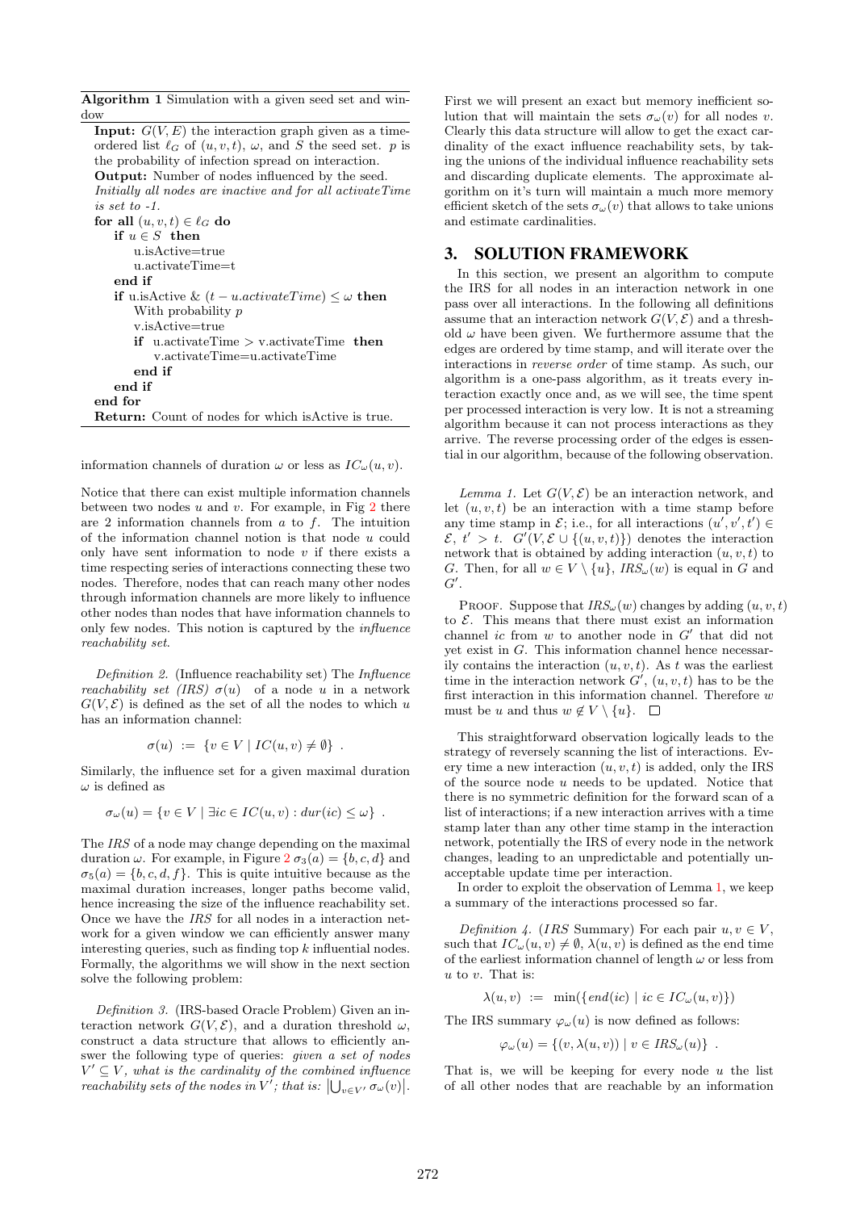**Algorithm 1** Simulation with a given seed set and window

```
Input: G(V,E) the interaction graph given as a time-ordered list ℓ_G of (u,v,t), ω, and S the seed set. p is the probability of infection spread on interaction.
Output: Number of nodes influenced by the seed.
Initially all nodes are inactive and for all activateTime is set to -1.
for all (u,v,t) ∈ ℓ_G do
    if u ∈ S then
        u.isActive=true
        u.activateTime=t
    end if
    if u.isActive & (t − u.activateTime) ≤ ω then
        With probability p
        v.isActive=true
        if u.activateTime > v.activateTime then
            v.activateTime=u.activateTime
        end if
    end if
end for
Return: Count of nodes for which isActive is true.
```

information channels of duration $\omega$ or less as $IC_\omega(u,v)$.

Notice that there can exist multiple information channels between two nodes $u$ and $v$. For example, in Fig 2 there are 2 information channels from $a$ to $f$. The intuition of the information channel notion is that node $u$ could only have sent information to node $v$ if there exists a time respecting series of interactions connecting these two nodes. Therefore, nodes that can reach many other nodes through information channels are more likely to influence other nodes than nodes that have information channels to only few nodes. This notion is captured by the *influence reachability set*.

*Definition 2.* (Influence reachability set) The *Influence reachability set (IRS)* $\sigma(u)$ of a node $u$ in a network $G(V,\mathcal{E})$ is defined as the set of all the nodes to which $u$ has an information channel:

$$\sigma(u) \;:=\; \{v \in V \mid IC(u,v) \neq \emptyset\} \;.$$

Similarly, the influence set for a given maximal duration $\omega$ is defined as

$$\sigma_\omega(u) = \{v \in V \mid \exists ic \in IC(u,v) : dur(ic) \leq \omega\} \;.$$

The *IRS* of a node may change depending on the maximal duration $\omega$. For example, in Figure 2 $\sigma_3(a) = \{b,c,d\}$ and $\sigma_5(a) = \{b,c,d,f\}$. This is quite intuitive because as the maximal duration increases, longer paths become valid, hence increasing the size of the influence reachability set. Once we have the *IRS* for all nodes in a interaction network for a given window we can efficiently answer many interesting queries, such as finding top $k$ influential nodes. Formally, the algorithms we will show in the next section solve the following problem:

*Definition 3.* (IRS-based Oracle Problem) Given an interaction network $G(V,\mathcal{E})$, and a duration threshold $\omega$, construct a data structure that allows to efficiently answer the following type of queries: *given a set of nodes $V' \subseteq V$, what is the cardinality of the combined influence reachability sets of the nodes in $V'$; that is:* $\left|\bigcup_{v \in V'} \sigma_\omega(v)\right|$.

First we will present an exact but memory inefficient solution that will maintain the sets $\sigma_\omega(v)$ for all nodes $v$. Clearly this data structure will allow to get the exact cardinality of the exact influence reachability sets, by taking the unions of the individual influence reachability sets and discarding duplicate elements. The approximate algorithm on it's turn will maintain a much more memory efficient sketch of the sets $\sigma_\omega(v)$ that allows to take unions and estimate cardinalities.

## 3. SOLUTION FRAMEWORK

In this section, we present an algorithm to compute the IRS for all nodes in an interaction network in one pass over all interactions. In the following all definitions assume that an interaction network $G(V,\mathcal{E})$ and a threshold $\omega$ have been given. We furthermore assume that the edges are ordered by time stamp, and will iterate over the interactions in *reverse order* of time stamp. As such, our algorithm is a one-pass algorithm, as it treats every interaction exactly once and, as we will see, the time spent per processed interaction is very low. It is not a streaming algorithm because it can not process interactions as they arrive. The reverse processing order of the edges is essential in our algorithm, because of the following observation.

*Lemma 1.* Let $G(V,\mathcal{E})$ be an interaction network, and let $(u,v,t)$ be an interaction with a time stamp before any time stamp in $\mathcal{E}$; i.e., for all interactions $(u',v',t') \in \mathcal{E}$, $t' > t$. $G'(V,\mathcal{E} \cup \{(u,v,t)\})$ denotes the interaction network that is obtained by adding interaction $(u,v,t)$ to $G$. Then, for all $w \in V \setminus \{u\}$, $IRS_\omega(w)$ is equal in $G$ and $G'$.

PROOF. Suppose that $IRS_\omega(w)$ changes by adding $(u,v,t)$ to $\mathcal{E}$. This means that there must exist an information channel $ic$ from $w$ to another node in $G'$ that did not yet exist in $G$. This information channel hence necessarily contains the interaction $(u,v,t)$. As $t$ was the earliest time in the interaction network $G'$, $(u,v,t)$ has to be the first interaction in this information channel. Therefore $w$ must be $u$ and thus $w \notin V \setminus \{u\}$. □

This straightforward observation logically leads to the strategy of reversely scanning the list of interactions. Every time a new interaction $(u,v,t)$ is added, only the IRS of the source node $u$ needs to be updated. Notice that there is no symmetric definition for the forward scan of a list of interactions; if a new interaction arrives with a time stamp later than any other time stamp in the interaction network, potentially the IRS of every node in the network changes, leading to an unpredictable and potentially unacceptable update time per interaction.

In order to exploit the observation of Lemma 1, we keep a summary of the interactions processed so far.

*Definition 4.* ($IRS$ Summary) For each pair $u,v \in V$, such that $IC_\omega(u,v) \neq \emptyset$, $\lambda(u,v)$ is defined as the end time of the earliest information channel of length $\omega$ or less from $u$ to $v$. That is:

$$\lambda(u,v) \;:=\; \min(\{end(ic) \mid ic \in IC_\omega(u,v)\})$$

The IRS summary $\varphi_\omega(u)$ is now defined as follows:

$$\varphi_\omega(u) = \{(v, \lambda(u,v)) \mid v \in IRS_\omega(u)\} \;.$$

That is, we will be keeping for every node $u$ the list of all other nodes that are reachable by an information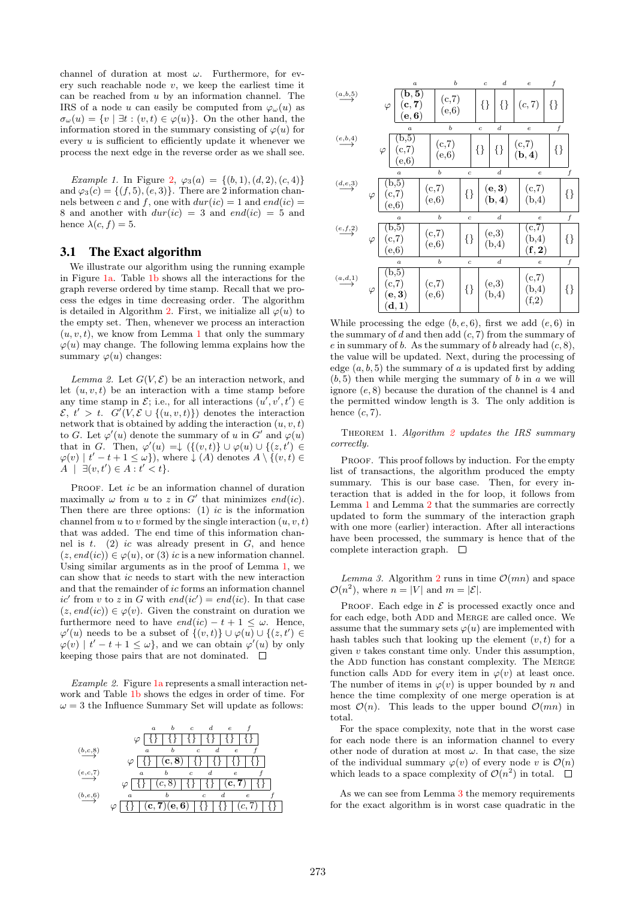channel of duration at most $\omega$. Furthermore, for every such reachable node $v$, we keep the earliest time it can be reached from $u$ by an information channel. The IRS of a node $u$ can easily be computed from $\varphi_\omega(u)$ as $\sigma_\omega(u) = \{v \mid \exists t : (v,t) \in \varphi(u)\}$. On the other hand, the information stored in the summary consisting of $\varphi(u)$ for every $u$ is sufficient to efficiently update it whenever we process the next edge in the reverse order as we shall see.

*Example 1.* In Figure 2, $\varphi_3(a) = \{(b,1),(d,2),(c,4)\}$ and $\varphi_3(c) = \{(f,5),(e,3)\}$. There are 2 information channels between $c$ and $f$, one with $dur(ic) = 1$ and $end(ic) = 8$ and another with $dur(ic) = 3$ and $end(ic) = 5$ and hence $\lambda(c,f) = 5$.

## 3.1 The Exact algorithm

We illustrate our algorithm using the running example in Figure 1a. Table 1b shows all the interactions for the graph reverse ordered by time stamp. Recall that we process the edges in time decreasing order. The algorithm is detailed in Algorithm 2. First, we initialize all $\varphi(u)$ to the empty set. Then, whenever we process an interaction $(u,v,t)$, we know from Lemma 1 that only the summary $\varphi(u)$ may change. The following lemma explains how the summary $\varphi(u)$ changes:

*Lemma 2.* Let $G(V,\mathcal{E})$ be an interaction network, and let $(u,v,t)$ be an interaction with a time stamp before any time stamp in $\mathcal{E}$; i.e., for all interactions $(u',v',t') \in \mathcal{E}$, $t' > t$. $G'(V, \mathcal{E} \cup \{(u,v,t)\})$ denotes the interaction network that is obtained by adding the interaction $(u,v,t)$ to $G$. Let $\varphi'(u)$ denote the summary of $u$ in $G'$ and $\varphi(u)$ that in $G$. Then, $\varphi'(u) = \downarrow (\{(v,t)\} \cup \varphi(u) \cup \{(z,t') \in \varphi(v) \mid t' - t + 1 \leq \omega\})$, where $\downarrow(A)$ denotes $A \setminus \{(v,t) \in A \mid \exists (v,t') \in A : t' < t\}$.

PROOF. Let $ic$ be an information channel of duration maximally $\omega$ from $u$ to $z$ in $G'$ that minimizes $end(ic)$. Then there are three options: (1) $ic$ is the information channel from $u$ to $v$ formed by the single interaction $(u,v,t)$ that was added. The end time of this information channel is $t$. (2) $ic$ was already present in $G$, and hence $(z, end(ic)) \in \varphi(u)$, or (3) $ic$ is a new information channel. Using similar arguments as in the proof of Lemma 1, we can show that $ic$ needs to start with the new interaction and that the remainder of $ic$ forms an information channel $ic'$ from $v$ to $z$ in $G$ with $end(ic') = end(ic)$. In that case $(z, end(ic)) \in \varphi(v)$. Given the constraint on duration we furthermore need to have $end(ic) - t + 1 \leq \omega$. Hence, $\varphi'(u)$ needs to be a subset of $\{(v,t)\} \cup \varphi(u) \cup \{(z,t') \in \varphi(v) \mid t' - t + 1 \leq \omega\}$, and we can obtain $\varphi'(u)$ by only keeping those pairs that are not dominated. $\square$

*Example 2.* Figure 1a represents a small interaction network and Table 1b shows the edges in order of time. For $\omega = 3$ the Influence Summary Set will update as follows:

| Edge | a | b | c | d | e | f |
|---|---|---|---|---|---|---|
| (initial) | {} | {} | {} | {} | {} | {} |
| (b,c,8) | {} | **(c,8)** | {} | {} | {} | {} |
| (e,c,7) | {} | (c,8) | {} | {} | **(c,7)** | {} |
| (b,e,6) | {} | **(c,7)(e,6)** | {} | {} | (c,7) | {} |
| (a,b,5) | **(b,5)** **(c,7)** **(e,6)** | (c,7) (e,6) | {} | {} | (c,7) | {} |
| (e,b,4) | (b,5) (c,7) (e,6) | (c,7) (e,6) | {} | {} | (c,7) **(b,4)** | {} |
| (d,e,3) | (b,5) (c,7) (e,6) | (c,7) (e,6) | {} | **(e,3)** **(b,4)** | (c,7) (b,4) | {} |
| (e,f,2) | (b,5) (c,7) (e,6) | (c,7) (e,6) | {} | (e,3) (b,4) | (c,7) (b,4) **(f,2)** | {} |
| (a,d,1) | (b,5) (c,7) **(e,3)** **(d,1)** | (c,7) (e,6) | {} | (e,3) (b,4) | (c,7) (b,4) (f,2) | {} |

While processing the edge $(b,e,6)$, first we add $(e,6)$ in the summary of $d$ and then add $(c,7)$ from the summary of $e$ in summary of $b$. As the summary of $b$ already had $(c,8)$, the value will be updated. Next, during the processing of edge $(a,b,5)$ the summary of $a$ is updated first by adding $(b,5)$ then while merging the summary of $b$ in $a$ we will ignore $(e,8)$ because the duration of the channel is 4 and the permitted window length is 3. The only addition is hence $(c,7)$.

THEOREM 1. *Algorithm 2 updates the IRS summary correctly.*

PROOF. This proof follows by induction. For the empty list of transactions, the algorithm produced the empty summary. This is our base case. Then, for every interaction that is added in the for loop, it follows from Lemma 1 and Lemma 2 that the summaries are correctly updated to form the summary of the interaction graph with one more (earlier) interaction. After all interactions have been processed, the summary is hence that of the complete interaction graph. $\square$

*Lemma 3.* Algorithm 2 runs in time $\mathcal{O}(mn)$ and space $\mathcal{O}(n^2)$, where $n = |V|$ and $m = |\mathcal{E}|$.

PROOF. Each edge in $\mathcal{E}$ is processed exactly once and for each edge, both ADD and MERGE are called once. We assume that the summary sets $\varphi(u)$ are implemented with hash tables such that looking up the element $(v,t)$ for a given $v$ takes constant time only. Under this assumption, the ADD function has constant complexity. The MERGE function calls ADD for every item in $\varphi(v)$ at least once. The number of items in $\varphi(v)$ is upper bounded by $n$ and hence the time complexity of one merge operation is at most $\mathcal{O}(n)$. This leads to the upper bound $\mathcal{O}(mn)$ in total.

For the space complexity, note that in the worst case for each node there is an information channel to every other node of duration at most $\omega$. In that case, the size of the individual summary $\varphi(v)$ of every node $v$ is $\mathcal{O}(n)$ which leads to a space complexity of $\mathcal{O}(n^2)$ in total. $\square$

As we can see from Lemma 3 the memory requirements for the exact algorithm is in worst case quadratic in the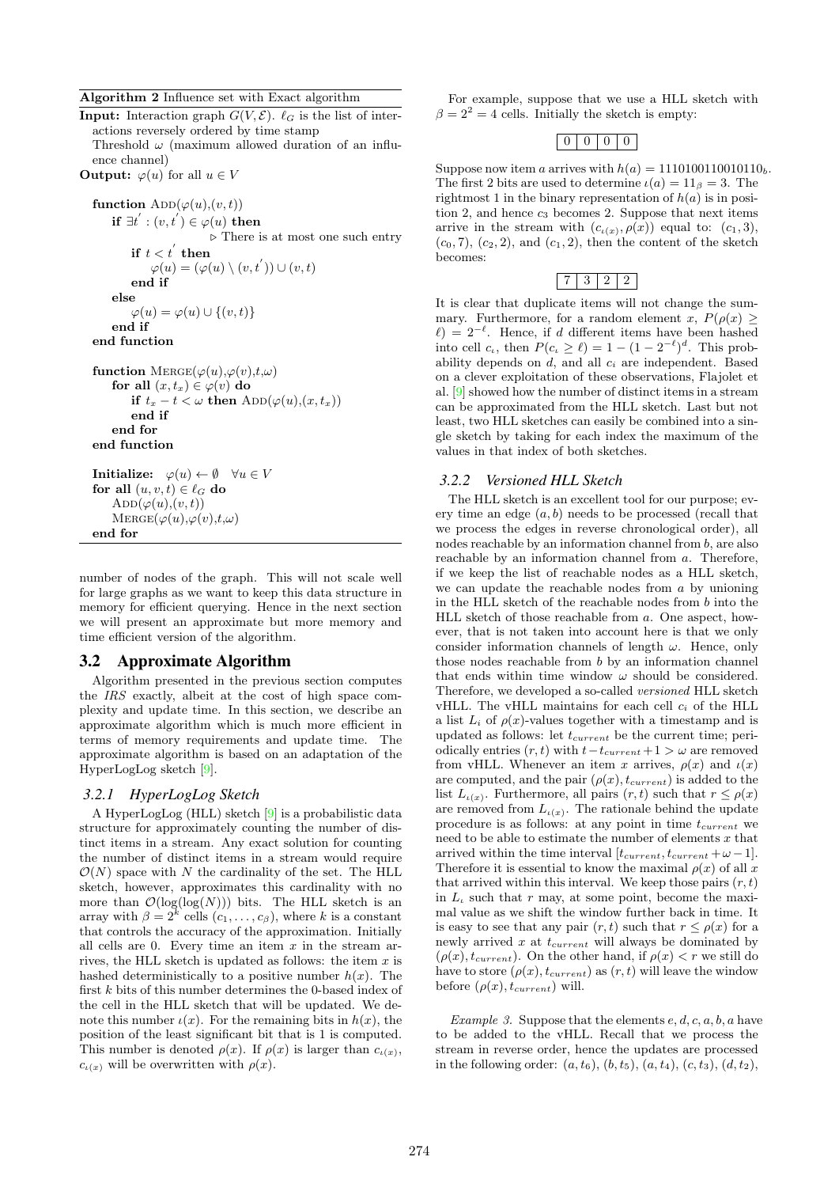**Algorithm 2** Influence set with Exact algorithm

```
Input: Interaction graph G(V, E). ℓ_G is the list of interactions reversely ordered by time stamp
       Threshold ω (maximum allowed duration of an influence channel)
Output: φ(u) for all u ∈ V

function ADD(φ(u),(v,t))
    if ∃t' : (v,t') ∈ φ(u) then
                              ▷ There is at most one such entry
        if t < t' then
            φ(u) = (φ(u) \ (v,t')) ∪ (v,t)
        end if
    else
        φ(u) = φ(u) ∪ {(v,t)}
    end if
end function

function MERGE(φ(u),φ(v),t,ω)
    for all (x,t_x) ∈ φ(v) do
        if t_x − t < ω then ADD(φ(u),(x,t_x))
        end if
    end for
end function

Initialize: φ(u) ← ∅   ∀u ∈ V
for all (u,v,t) ∈ ℓ_G do
    ADD(φ(u),(v,t))
    MERGE(φ(u),φ(v),t,ω)
end for
```

number of nodes of the graph. This will not scale well for large graphs as we want to keep this data structure in memory for efficient querying. Hence in the next section we will present an approximate but more memory and time efficient version of the algorithm.

## 3.2 Approximate Algorithm

Algorithm presented in the previous section computes the *IRS* exactly, albeit at the cost of high space complexity and update time. In this section, we describe an approximate algorithm which is much more efficient in terms of memory requirements and update time. The approximate algorithm is based on an adaptation of the HyperLogLog sketch [9].

### 3.2.1 HyperLogLog Sketch

A HyperLogLog (HLL) sketch [9] is a probabilistic data structure for approximately counting the number of distinct items in a stream. Any exact solution for counting the number of distinct items in a stream would require $\mathcal{O}(N)$ space with $N$ the cardinality of the set. The HLL sketch, however, approximates this cardinality with no more than $\mathcal{O}(\log(\log(N)))$ bits. The HLL sketch is an array with $\beta = 2^k$ cells $(c_1, \ldots, c_\beta)$, where $k$ is a constant that controls the accuracy of the approximation. Initially all cells are 0. Every time an item $x$ in the stream arrives, the HLL sketch is updated as follows: the item $x$ is hashed deterministically to a positive number $h(x)$. The first $k$ bits of this number determines the 0-based index of the cell in the HLL sketch that will be updated. We denote this number $\iota(x)$. For the remaining bits in $h(x)$, the position of the least significant bit that is 1 is computed. This number is denoted $\rho(x)$. If $\rho(x)$ is larger than $c_{\iota(x)}$, $c_{\iota(x)}$ will be overwritten with $\rho(x)$.

For example, suppose that we use a HLL sketch with $\beta = 2^2 = 4$ cells. Initially the sketch is empty:

| 0 | 0 | 0 | 0 |
|---|---|---|---|

Suppose now item $a$ arrives with $h(a) = 1110100110010110_b$. The first 2 bits are used to determine $\iota(a) = 11_\beta = 3$. The rightmost 1 in the binary representation of $h(a)$ is in position 2, and hence $c_3$ becomes 2. Suppose that next items arrive in the stream with $(c_{\iota(x)}, \rho(x))$ equal to: $(c_1, 3)$, $(c_0, 7)$, $(c_2, 2)$, and $(c_1, 2)$, then the content of the sketch becomes:

| 7 | 3 | 2 | 2 |
|---|---|---|---|

It is clear that duplicate items will not change the summary. Furthermore, for a random element $x$, $P(\rho(x) \geq \ell) = 2^{-\ell}$. Hence, if $d$ different items have been hashed into cell $c_\iota$, then $P(c_\iota \geq \ell) = 1 - (1 - 2^{-\ell})^d$. This probability depends on $d$, and all $c_i$ are independent. Based on a clever exploitation of these observations, Flajolet et al. [9] showed how the number of distinct items in a stream can be approximated from the HLL sketch. Last but not least, two HLL sketches can easily be combined into a single sketch by taking for each index the maximum of the values in that index of both sketches.

### 3.2.2 Versioned HLL Sketch

The HLL sketch is an excellent tool for our purpose; every time an edge $(a, b)$ needs to be processed (recall that we process the edges in reverse chronological order), all nodes reachable by an information channel from $b$, are also reachable by an information channel from $a$. Therefore, if we keep the list of reachable nodes as a HLL sketch, we can update the reachable nodes from $a$ by unioning in the HLL sketch of the reachable nodes from $b$ into the HLL sketch of those reachable from $a$. One aspect, however, that is not taken into account here is that we only consider information channels of length $\omega$. Hence, only those nodes reachable from $b$ by an information channel that ends within time window $\omega$ should be considered. Therefore, we developed a so-called *versioned* HLL sketch vHLL. The vHLL maintains for each cell $c_i$ of the HLL a list $L_i$ of $\rho(x)$-values together with a timestamp and is updated as follows: let $t_{current}$ be the current time; periodically entries $(r, t)$ with $t - t_{current} + 1 > \omega$ are removed from vHLL. Whenever an item $x$ arrives, $\rho(x)$ and $\iota(x)$ are computed, and the pair $(\rho(x), t_{current})$ is added to the list $L_{\iota(x)}$. Furthermore, all pairs $(r, t)$ such that $r \leq \rho(x)$ are removed from $L_{\iota(x)}$. The rationale behind the update procedure is as follows: at any point in time $t_{current}$ we need to be able to estimate the number of elements $x$ that arrived within the time interval $[t_{current}, t_{current} + \omega - 1]$. Therefore it is essential to know the maximal $\rho(x)$ of all $x$ that arrived within this interval. We keep those pairs $(r, t)$ in $L_\iota$ such that $r$ may, at some point, become the maximal value as we shift the window further back in time. It is easy to see that any pair $(r, t)$ such that $r \leq \rho(x)$ for a newly arrived $x$ at $t_{current}$ will always be dominated by $(\rho(x), t_{current})$. On the other hand, if $\rho(x) < r$ we still do have to store $(\rho(x), t_{current})$ as $(r, t)$ will leave the window before $(\rho(x), t_{current})$ will.

*Example 3.* Suppose that the elements $e, d, c, a, b, a$ have to be added to the vHLL. Recall that we process the stream in reverse order, hence the updates are processed in the following order: $(a, t_6)$, $(b, t_5)$, $(a, t_4)$, $(c, t_3)$, $(d, t_2)$,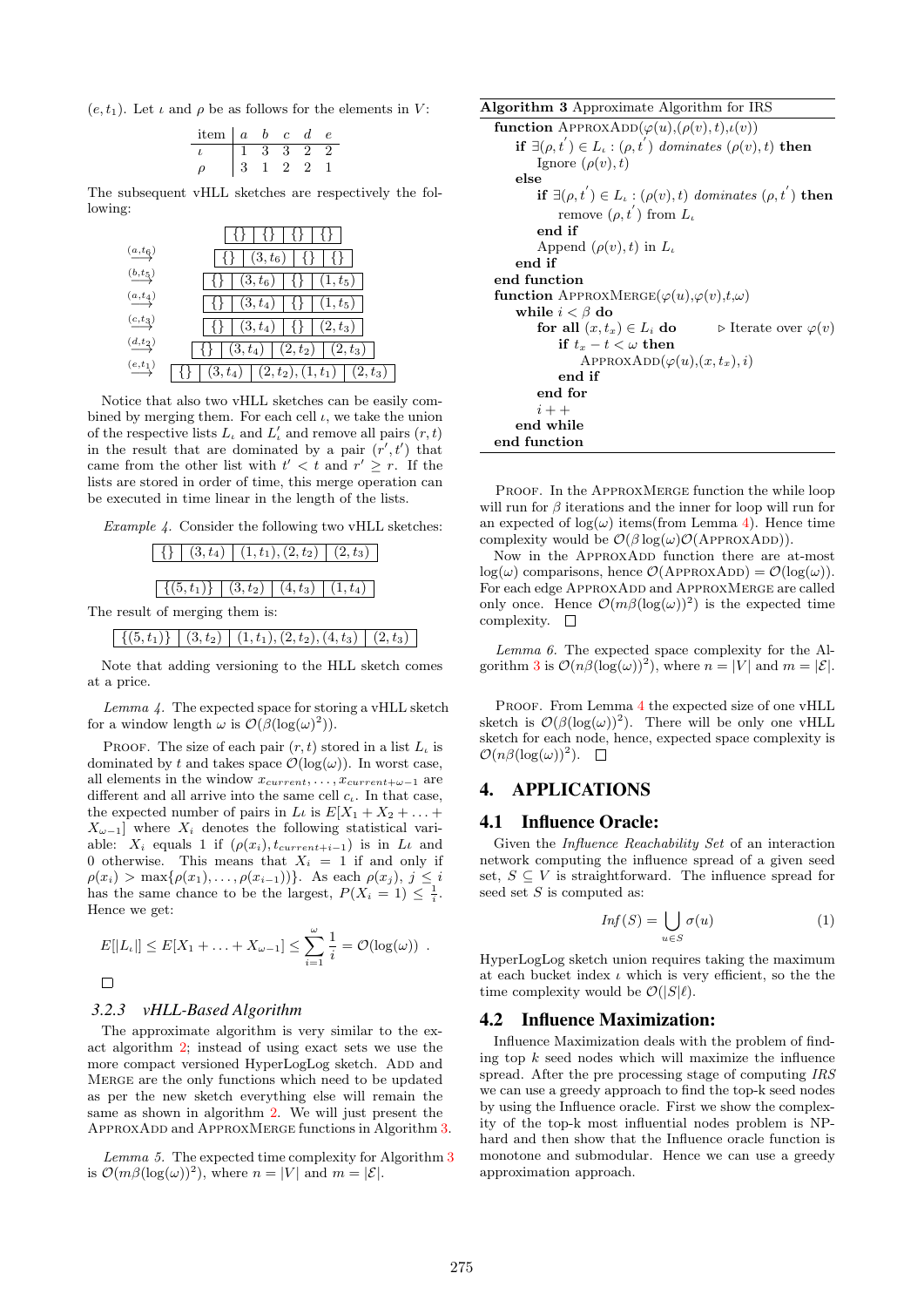$(e, t_1)$. Let $\iota$ and $\rho$ be as follows for the elements in $V$:

| item | $a$ | $b$ | $c$ | $d$ | $e$ |
|---|---|---|---|---|---|
| $\iota$ | 1 | 3 | 3 | 2 | 2 |
| $\rho$ | 3 | 1 | 2 | 2 | 1 |

The subsequent vHLL sketches are respectively the following:

| | | | | |
|---|---|---|---|---|
| | {} | {} | {} | {} |
| $\xrightarrow{(a,t_6)}$ | {} | $(3,t_6)$ | {} | {} |
| $\xrightarrow{(b,t_5)}$ | {} | $(3,t_6)$ | {} | $(1,t_5)$ |
| $\xrightarrow{(a,t_4)}$ | {} | $(3,t_4)$ | {} | $(1,t_5)$ |
| $\xrightarrow{(c,t_3)}$ | {} | $(3,t_4)$ | {} | $(2,t_3)$ |
| $\xrightarrow{(d,t_2)}$ | {} | $(3,t_4)$ | $(2,t_2)$ | $(2,t_3)$ |
| $\xrightarrow{(e,t_1)}$ | {} | $(3,t_4)$ | $(2,t_2),(1,t_1)$ | $(2,t_3)$ |

Notice that also two vHLL sketches can be easily combined by merging them. For each cell $\iota$, we take the union of the respective lists $L_\iota$ and $L'_\iota$ and remove all pairs $(r,t)$ in the result that are dominated by a pair $(r', t')$ that came from the other list with $t' < t$ and $r' \geq r$. If the lists are stored in order of time, this merge operation can be executed in time linear in the length of the lists.

*Example 4.* Consider the following two vHLL sketches:

| | | | |
|---|---|---|---|
| {} | $(3,t_4)$ | $(1,t_1),(2,t_2)$ | $(2,t_3)$ |

| | | | |
|---|---|---|---|
| $\{(5,t_1)\}$ | $(3,t_2)$ | $(4,t_3)$ | $(1,t_4)$ |

The result of merging them is:

| | | | |
|---|---|---|---|
| $\{(5,t_1)\}$ | $(3,t_2)$ | $(1,t_1),(2,t_2),(4,t_3)$ | $(2,t_3)$ |

Note that adding versioning to the HLL sketch comes at a price.

*Lemma 4.* The expected space for storing a vHLL sketch for a window length $\omega$ is $\mathcal{O}(\beta(\log(\omega)^2))$.

PROOF. The size of each pair $(r,t)$ stored in a list $L_\iota$ is dominated by $t$ and takes space $\mathcal{O}(\log(\omega))$. In worst case, all elements in the window $x_{current}, \ldots, x_{current+\omega-1}$ are different and all arrive into the same cell $c_\iota$. In that case, the expected number of pairs in $L\iota$ is $E[X_1 + X_2 + \ldots + X_{\omega-1}]$ where $X_i$ denotes the following statistical variable: $X_i$ equals 1 if $(\rho(x_i), t_{current+i-1})$ is in $L\iota$ and 0 otherwise. This means that $X_i = 1$ if and only if $\rho(x_i) > \max\{\rho(x_1), \ldots, \rho(x_{i-1})\}$. As each $\rho(x_j)$, $j \leq i$ has the same chance to be the largest, $P(X_i = 1) \leq \frac{1}{i}$. Hence we get:

$$E[|L_\iota|] \leq E[X_1 + \ldots + X_{\omega-1}] \leq \sum_{i=1}^{\omega} \frac{1}{i} = \mathcal{O}(\log(\omega)) \ .$$

□

### 3.2.3 vHLL-Based Algorithm

The approximate algorithm is very similar to the exact algorithm 2; instead of using exact sets we use the more compact versioned HyperLogLog sketch. ADD and MERGE are the only functions which need to be updated as per the new sketch everything else will remain the same as shown in algorithm 2. We will just present the APPROXADD and APPROXMERGE functions in Algorithm 3.

*Lemma 5.* The expected time complexity for Algorithm 3 is $\mathcal{O}(m\beta(\log(\omega))^2)$, where $n = |V|$ and $m = |\mathcal{E}|$.

```
Algorithm 3 Approximate Algorithm for IRS
function ApproxAdd(φ(u),(ρ(v),t),ι(v))
    if ∃(ρ,t') ∈ L_ι : (ρ,t') dominates (ρ(v),t) then
        Ignore (ρ(v),t)
    else
        if ∃(ρ,t') ∈ L_ι : (ρ(v),t) dominates (ρ,t') then
            remove (ρ,t') from L_ι
        end if
        Append (ρ(v),t) in L_ι
    end if
end function
function ApproxMerge(φ(u),φ(v),t,ω)
    while i < β do
        for all (x,t_x) ∈ L_i do          ▷ Iterate over φ(v)
            if t_x − t < ω then
                ApproxAdd(φ(u),(x,t_x),i)
            end if
        end for
        i++
    end while
end function
```

PROOF. In the APPROXMERGE function the while loop will run for $\beta$ iterations and the inner for loop will run for an expected of $\log(\omega)$ items(from Lemma 4). Hence time complexity would be $\mathcal{O}(\beta\log(\omega)\mathcal{O}(\text{APPROXADD}))$.

Now in the APPROXADD function there are at-most $\log(\omega)$ comparisons, hence $\mathcal{O}(\text{APPROXADD}) = \mathcal{O}(\log(\omega))$. For each edge APPROXADD and APPROXMERGE are called only once. Hence $\mathcal{O}(m\beta(\log(\omega))^2)$ is the expected time complexity. □

*Lemma 6.* The expected space complexity for the Algorithm 3 is $\mathcal{O}(n\beta(\log(\omega))^2)$, where $n = |V|$ and $m = |\mathcal{E}|$.

PROOF. From Lemma 4 the expected size of one vHLL sketch is $\mathcal{O}(\beta(\log(\omega))^2)$. There will be only one vHLL sketch for each node, hence, expected space complexity is $\mathcal{O}(n\beta(\log(\omega))^2)$. □

## 4. APPLICATIONS

### 4.1 Influence Oracle:

Given the *Influence Reachability Set* of an interaction network computing the influence spread of a given seed set, $S \subseteq V$ is straightforward. The influence spread for seed set $S$ is computed as:

$$Inf(S) = \bigcup_{u \in S} \sigma(u) \qquad (1)$$

HyperLogLog sketch union requires taking the maximum at each bucket index $\iota$ which is very efficient, so the the time complexity would be $\mathcal{O}(|S|\ell)$.

### 4.2 Influence Maximization:

Influence Maximization deals with the problem of finding top $k$ seed nodes which will maximize the influence spread. After the pre processing stage of computing *IRS* we can use a greedy approach to find the top-k seed nodes by using the Influence oracle. First we show the complexity of the top-k most influential nodes problem is NP-hard and then show that the Influence oracle function is monotone and submodular. Hence we can use a greedy approximation approach.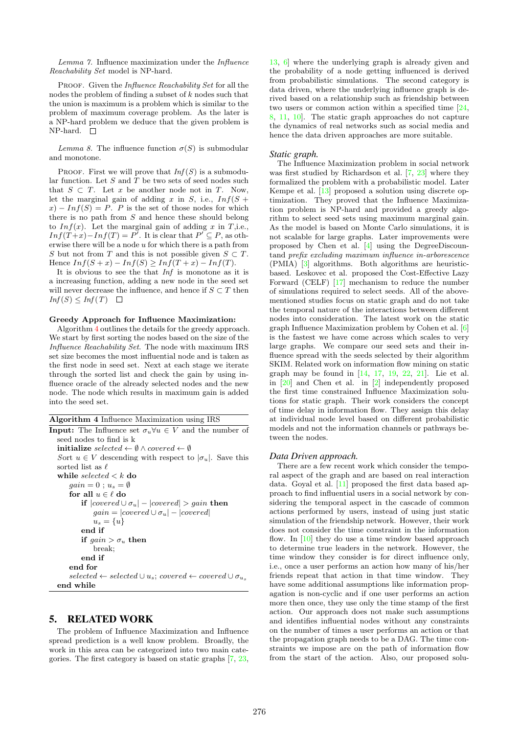*Lemma 7.* Influence maximization under the *Influence Reachability Set* model is NP-hard.

PROOF. Given the *Influence Reachability Set* for all the nodes the problem of finding a subset of $k$ nodes such that the union is maximum is a problem which is similar to the problem of maximum coverage problem. As the later is a NP-hard problem we deduce that the given problem is NP-hard. □

*Lemma 8.* The influence function $\sigma(S)$ is submodular and monotone.

PROOF. First we will prove that $Inf(S)$ is a submodular function. Let $S$ and $T$ be two sets of seed nodes such that $S \subset T$. Let $x$ be another node not in $T$. Now, let the marginal gain of adding $x$ in $S$, i.e., $Inf(S + x) - Inf(S) = P$. $P$ is the set of those nodes for which there is no path from $S$ and hence these should belong to $Inf(x)$. Let the marginal gain of adding $x$ in $T$,i.e., $Inf(T+x) - Inf(T) = P'$. It is clear that $P' \subseteq P$, as otherwise there will be a node $u$ for which there is a path from $S$ but not from $T$ and this is not possible given $S \subset T$. Hence $Inf(S + x) - Inf(S) \geq Inf(T + x) - Inf(T)$.

It is obvious to see the that $Inf$ is monotone as it is a increasing function, adding a new node in the seed set will never decrease the influence, and hence if $S \subset T$ then $Inf(S) \leq Inf(T)$ □

**Greedy Approach for Influence Maximization:**

Algorithm 4 outlines the details for the greedy approach. We start by first sorting the nodes based on the size of the *Influence Reachability Set*. The node with maximum IRS set size becomes the most influential node and is taken as the first node in seed set. Next at each stage we iterate through the sorted list and check the gain by using influence oracle of the already selected nodes and the new node. The node which results in maximum gain is added into the seed set.

**Algorithm 4** Influence Maximization using IRS

```
Input: The Influence set σ_u ∀u ∈ V and the number of
  seed nodes to find is k
  initialize selected ← ∅ ∧ covered ← ∅
  Sort u ∈ V descending with respect to |σ_u|. Save this
  sorted list as ℓ
  while selected < k do
      gain = 0 ; u_s = ∅
      for all u ∈ ℓ do
          if |covered ∪ σ_u| − |covered| > gain then
              gain = |covered ∪ σ_u| − |covered|
              u_s = {u}
          end if
          if gain > σ_u then
              break;
          end if
      end for
      selected ← selected ∪ u_s; covered ← covered ∪ σ_{u_s}
  end while
```

# 5. RELATED WORK

The problem of Influence Maximization and Influence spread prediction is a well know problem. Broadly, the work in this area can be categorized into two main categories. The first category is based on static graphs [7, 23, 13, 6] where the underlying graph is already given and the probability of a node getting influenced is derived from probabilistic simulations. The second category is data driven, where the underlying influence graph is derived based on a relationship such as friendship between two users or common action within a specified time [24, 8, 11, 10]. The static graph approaches do not capture the dynamics of real networks such as social media and hence the data driven approaches are more suitable.

### *Static graph.*

The Influence Maximization problem in social network was first studied by Richardson et al. [7, 23] where they formalized the problem with a probabilistic model. Later Kempe et al. [13] proposed a solution using discrete optimization. They proved that the Influence Maximization problem is NP-hard and provided a greedy algorithm to select seed sets using maximum marginal gain. As the model is based on Monte Carlo simulations, it is not scalable for large graphs. Later improvements were proposed by Chen et al. [4] using the DegreeDiscountand *prefix excluding maximum influence in-arborescence* (PMIA) [3] algorithms. Both algorithms are heuristic-based. Leskovec et al. proposed the Cost-Effective Lazy Forward (CELF) [17] mechanism to reduce the number of simulations required to select seeds. All of the above-mentioned studies focus on static graph and do not take the temporal nature of the interactions between different nodes into consideration. The latest work on the static graph Influence Maximization problem by Cohen et al. [6] is the fastest we have come across which scales to very large graphs. We compare our seed sets and their influence spread with the seeds selected by their algorithm SKIM. Related work on information flow mining on static graph may be found in [14, 17, 19, 22, 21]. Lie et al. in [20] and Chen et al. in [2] independently proposed the first time constrained Influence Maximization solutions for static graph. Their work considers the concept of time delay in information flow. They assign this delay at individual node level based on different probabilistic models and not the information channels or pathways between the nodes.

### *Data Driven approach.*

There are a few recent work which consider the temporal aspect of the graph and are based on real interaction data. Goyal et al. [11] proposed the first data based approach to find influential users in a social network by considering the temporal aspect in the cascade of common actions performed by users, instead of using just static simulation of the friendship network. However, their work does not consider the time constraint in the information flow. In [10] they do use a time window based approach to determine true leaders in the network. However, the time window they consider is for direct influence only, i.e., once a user performs an action how many of his/her friends repeat that action in that time window. They have some additional assumptions like information propagation is non-cyclic and if one user performs an action more then once, they use only the time stamp of the first action. Our approach does not make such assumptions and identifies influential nodes without any constraints on the number of times a user performs an action or that the propagation graph needs to be a DAG. The time constraints we impose are on the path of information flow from the start of the action. Also, our proposed solu-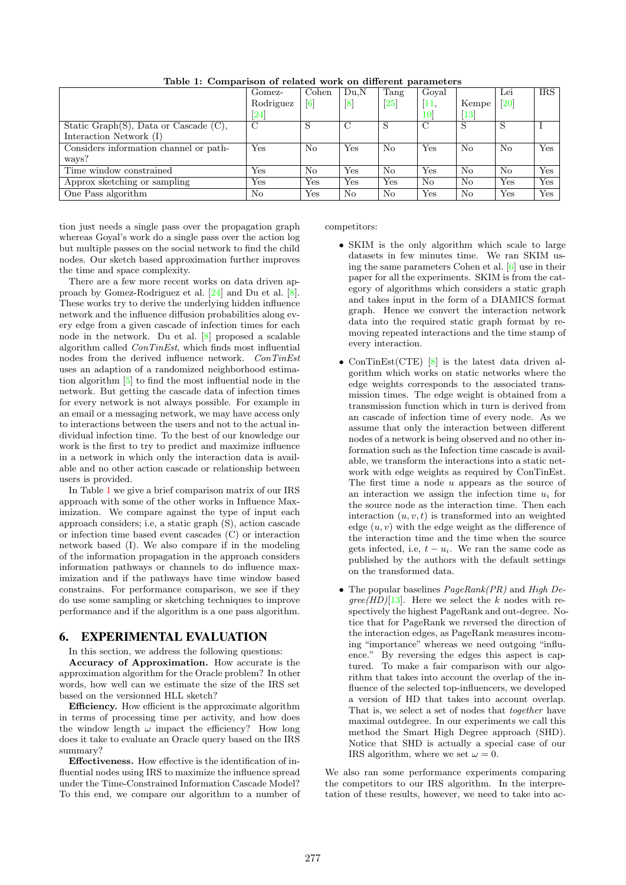**Table 1: Comparison of related work on different parameters**

| | Gomez-Rodriguez [24] | Cohen [6] | Du,N [8] | Tang [25] | Goyal [11, 10] | Kempe [13] | Lei [20] | IRS |
|---|---|---|---|---|---|---|---|---|
| Static Graph(S), Data or Cascade (C), Interaction Network (I) | C | S | C | S | C | S | S | I |
| Considers information channel or pathways? | Yes | No | Yes | No | Yes | No | No | Yes |
| Time window constrained | Yes | No | Yes | No | Yes | No | No | Yes |
| Approx sketching or sampling | Yes | Yes | Yes | Yes | No | No | Yes | Yes |
| One Pass algorithm | No | Yes | No | No | Yes | No | Yes | Yes |

tion just needs a single pass over the propagation graph whereas Goyal's work do a single pass over the action log but multiple passes on the social network to find the child nodes. Our sketch based approximation further improves the time and space complexity.

There are a few more recent works on data driven approach by Gomez-Rodriguez et al. [24] and Du et al. [8]. These works try to derive the underlying hidden influence network and the influence diffusion probabilities along every edge from a given cascade of infection times for each node in the network. Du et al. [8] proposed a scalable algorithm called *ConTinEst*, which finds most influential nodes from the derived influence network. *ConTinEst* uses an adaption of a randomized neighborhood estimation algorithm [5] to find the most influential node in the network. But getting the cascade data of infection times for every network is not always possible. For example in an email or a messaging network, we may have access only to interactions between the users and not to the actual individual infection time. To the best of our knowledge our work is the first to try to predict and maximize influence in a network in which only the interaction data is available and no other action cascade or relationship between users is provided.

In Table 1 we give a brief comparison matrix of our IRS approach with some of the other works in Influence Maximization. We compare against the type of input each approach considers; i.e, a static graph (S), action cascade or infection time based event cascades (C) or interaction network based (I). We also compare if in the modeling of the information propagation in the approach considers information pathways or channels to do influence maximization and if the pathways have time window based constrains. For performance comparison, we see if they do use some sampling or sketching techniques to improve performance and if the algorithm is a one pass algorithm.

## 6. EXPERIMENTAL EVALUATION

In this section, we address the following questions:

**Accuracy of Approximation.** How accurate is the approximation algorithm for the Oracle problem? In other words, how well can we estimate the size of the IRS set based on the versionned HLL sketch?

**Efficiency.** How efficient is the approximate algorithm in terms of processing time per activity, and how does the window length $\omega$ impact the efficiency? How long does it take to evaluate an Oracle query based on the IRS summary?

**Effectiveness.** How effective is the identification of influential nodes using IRS to maximize the influence spread under the Time-Constrained Information Cascade Model? To this end, we compare our algorithm to a number of competitors:

- SKIM is the only algorithm which scale to large datasets in few minutes time. We ran SKIM using the same parameters Cohen et al. [6] use in their paper for all the experiments. SKIM is from the category of algorithms which considers a static graph and takes input in the form of a DIAMICS format graph. Hence we convert the interaction network data into the required static graph format by removing repeated interactions and the time stamp of every interaction.
- ConTinEst(CTE) [8] is the latest data driven algorithm which works on static networks where the edge weights corresponds to the associated transmission times. The edge weight is obtained from a transmission function which in turn is derived from an cascade of infection time of every node. As we assume that only the interaction between different nodes of a network is being observed and no other information such as the Infection time cascade is available, we transform the interactions into a static network with edge weights as required by ConTinEst. The first time a node $u$ appears as the source of an interaction we assign the infection time $u_i$ for the source node as the interaction time. Then each interaction $(u, v, t)$ is transformed into an weighted edge $(u, v)$ with the edge weight as the difference of the interaction time and the time when the source gets infected, i.e, $t - u_i$. We ran the same code as published by the authors with the default settings on the transformed data.
- The popular baselines *PageRank(PR)* and *High Degree(HD)*[13]. Here we select the $k$ nodes with respectively the highest PageRank and out-degree. Notice that for PageRank we reversed the direction of the interaction edges, as PageRank measures incoming "importance" whereas we need outgoing "influence." By reversing the edges this aspect is captured. To make a fair comparison with our algorithm that takes into account the overlap of the influence of the selected top-influencers, we developed a version of HD that takes into account overlap. That is, we select a set of nodes that *together* have maximal outdegree. In our experiments we call this method the Smart High Degree approach (SHD). Notice that SHD is actually a special case of our IRS algorithm, where we set $\omega = 0$.

We also ran some performance experiments comparing the competitors to our IRS algorithm. In the interpretation of these results, however, we need to take into ac-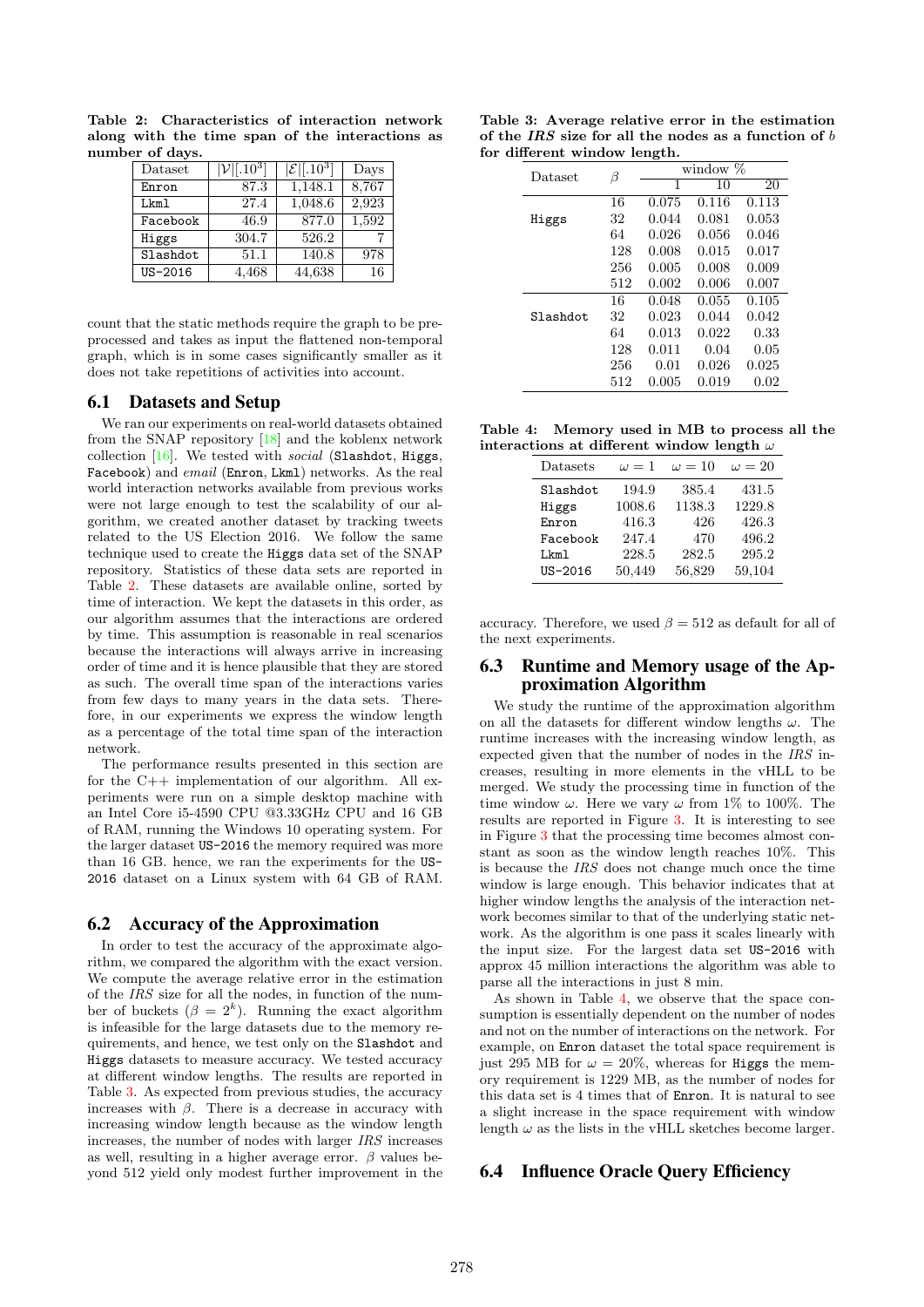Table 2: Characteristics of interaction network along with the time span of the interactions as number of days.

| Dataset | $\lvert\mathcal{V}\rvert[.10^3]$ | $\lvert\mathcal{E}\rvert[.10^3]$ | Days |
|---|---|---|---|
| Enron | 87.3 | 1,148.1 | 8,767 |
| Lkml | 27.4 | 1,048.6 | 2,923 |
| Facebook | 46.9 | 877.0 | 1,592 |
| Higgs | 304.7 | 526.2 | 7 |
| Slashdot | 51.1 | 140.8 | 978 |
| US-2016 | 4,468 | 44,638 | 16 |

count that the static methods require the graph to be preprocessed and takes as input the flattened non-temporal graph, which is in some cases significantly smaller as it does not take repetitions of activities into account.

## 6.1 Datasets and Setup

We ran our experiments on real-world datasets obtained from the SNAP repository [18] and the koblenx network collection [16]. We tested with *social* (Slashdot, Higgs, Facebook) and *email* (Enron, Lkml) networks. As the real world interaction networks available from previous works were not large enough to test the scalability of our algorithm, we created another dataset by tracking tweets related to the US Election 2016. We follow the same technique used to create the Higgs data set of the SNAP repository. Statistics of these data sets are reported in Table 2. These datasets are available online, sorted by time of interaction. We kept the datasets in this order, as our algorithm assumes that the interactions are ordered by time. This assumption is reasonable in real scenarios because the interactions will always arrive in increasing order of time and it is hence plausible that they are stored as such. The overall time span of the interactions varies from few days to many years in the data sets. Therefore, in our experiments we express the window length as a percentage of the total time span of the interaction network.

The performance results presented in this section are for the C++ implementation of our algorithm. All experiments were run on a simple desktop machine with an Intel Core i5-4590 CPU @3.33GHz CPU and 16 GB of RAM, running the Windows 10 operating system. For the larger dataset US-2016 the memory required was more than 16 GB. hence, we ran the experiments for the US-2016 dataset on a Linux system with 64 GB of RAM.

## 6.2 Accuracy of the Approximation

In order to test the accuracy of the approximate algorithm, we compared the algorithm with the exact version. We compute the average relative error in the estimation of the *IRS* size for all the nodes, in function of the number of buckets ($\beta = 2^k$). Running the exact algorithm is infeasible for the large datasets due to the memory requirements, and hence, we test only on the Slashdot and Higgs datasets to measure accuracy. We tested accuracy at different window lengths. The results are reported in Table 3. As expected from previous studies, the accuracy increases with $\beta$. There is a decrease in accuracy with increasing window length because as the window length increases, the number of nodes with larger *IRS* increases as well, resulting in a higher average error. $\beta$ values beyond 512 yield only modest further improvement in the accuracy. Therefore, we used $\beta = 512$ as default for all of the next experiments.

Table 3: Average relative error in the estimation of the *IRS* size for all the nodes as a function of $b$ for different window length.

| Dataset | $\beta$ | window % | | |
|---|---|---|---|---|
| | | 1 | 10 | 20 |
| Higgs | 16 | 0.075 | 0.116 | 0.113 |
| | 32 | 0.044 | 0.081 | 0.053 |
| | 64 | 0.026 | 0.056 | 0.046 |
| | 128 | 0.008 | 0.015 | 0.017 |
| | 256 | 0.005 | 0.008 | 0.009 |
| | 512 | 0.002 | 0.006 | 0.007 |
| Slashdot | 16 | 0.048 | 0.055 | 0.105 |
| | 32 | 0.023 | 0.044 | 0.042 |
| | 64 | 0.013 | 0.022 | 0.33 |
| | 128 | 0.011 | 0.04 | 0.05 |
| | 256 | 0.01 | 0.026 | 0.025 |
| | 512 | 0.005 | 0.019 | 0.02 |

Table 4: Memory used in MB to process all the interactions at different window length $\omega$

| Datasets | $\omega = 1$ | $\omega = 10$ | $\omega = 20$ |
|---|---|---|---|
| Slashdot | 194.9 | 385.4 | 431.5 |
| Higgs | 1008.6 | 1138.3 | 1229.8 |
| Enron | 416.3 | 426 | 426.3 |
| Facebook | 247.4 | 470 | 496.2 |
| Lkml | 228.5 | 282.5 | 295.2 |
| US-2016 | 50,449 | 56,829 | 59,104 |

## 6.3 Runtime and Memory usage of the Approximation Algorithm

We study the runtime of the approximation algorithm on all the datasets for different window lengths $\omega$. The runtime increases with the increasing window length, as expected given that the number of nodes in the *IRS* increases, resulting in more elements in the vHLL to be merged. We study the processing time in function of the time window $\omega$. Here we vary $\omega$ from 1% to 100%. The results are reported in Figure 3. It is interesting to see in Figure 3 that the processing time becomes almost constant as soon as the window length reaches 10%. This is because the *IRS* does not change much once the time window is large enough. This behavior indicates that at higher window lengths the analysis of the interaction network becomes similar to that of the underlying static network. As the algorithm is one pass it scales linearly with the input size. For the largest data set US-2016 with approx 45 million interactions the algorithm was able to parse all the interactions in just 8 min.

As shown in Table 4, we observe that the space consumption is essentially dependent on the number of nodes and not on the number of interactions on the network. For example, on Enron dataset the total space requirement is just 295 MB for $\omega = 20\%$, whereas for Higgs the memory requirement is 1229 MB, as the number of nodes for this data set is 4 times that of Enron. It is natural to see a slight increase in the space requirement with window length $\omega$ as the lists in the vHLL sketches become larger.

## 6.4 Influence Oracle Query Efficiency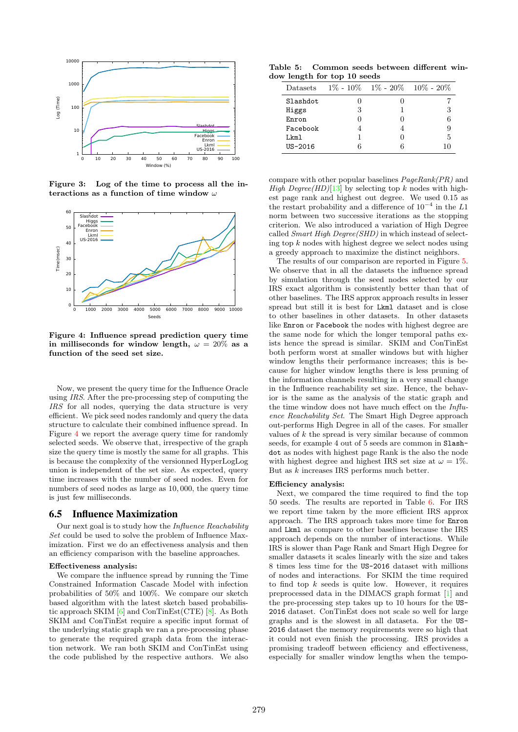Figure 3: Log of the time to process all the interactions as a function of time window $\omega$

Figure 4: Influence spread prediction query time in milliseconds for window length, $\omega = 20\%$ as a function of the seed set size.

Now, we present the query time for the Influence Oracle using *IRS*. After the pre-processing step of computing the *IRS* for all nodes, querying the data structure is very efficient. We pick seed nodes randomly and query the data structure to calculate their combined influence spread. In Figure 4 we report the average query time for randomly selected seeds. We observe that, irrespective of the graph size the query time is mostly the same for all graphs. This is because the complexity of the versionned HyperLogLog union is independent of the set size. As expected, query time increases with the number of seed nodes. Even for numbers of seed nodes as large as 10,000, the query time is just few milliseconds.

## 6.5 Influence Maximization

Our next goal is to study how the *Influence Reachability Set* could be used to solve the problem of Influence Maximization. First we do an effectiveness analysis and then an efficiency comparison with the baseline approaches.

**Effectiveness analysis:**

We compare the influence spread by running the Time Constrained Information Cascade Model with infection probabilities of 50% and 100%. We compare our sketch based algorithm with the latest sketch based probabilistic approach SKIM [6] and ConTinEst(CTE) [8]. As Both SKIM and ConTinEst require a specific input format of the underlying static graph we ran a pre-processing phase to generate the required graph data from the interaction network. We ran both SKIM and ConTinEst using the code published by the respective authors. We also

**Table 5: Common seeds between different window length for top 10 seeds**

| Datasets | 1% - 10% | 1% - 20% | 10% - 20% |
|---|---|---|---|
| Slashdot | 0 | 0 | 7 |
| Higgs | 3 | 1 | 3 |
| Enron | 0 | 0 | 6 |
| Facebook | 4 | 4 | 9 |
| Lkml | 1 | 0 | 5 |
| US-2016 | 6 | 6 | 10 |

compare with other popular baselines *PageRank(PR)* and *High Degree(HD)*[13] by selecting top $k$ nodes with highest page rank and highest out degree. We used 0.15 as the restart probability and a difference of $10^{-4}$ in the $L1$ norm between two successive iterations as the stopping criterion. We also introduced a variation of High Degree called *Smart High Degree(SHD)* in which instead of selecting top $k$ nodes with highest degree we select nodes using a greedy approach to maximize the distinct neighbors.

The results of our comparison are reported in Figure 5. We observe that in all the datasets the influence spread by simulation through the seed nodes selected by our IRS exact algorithm is consistently better than that of other baselines. The IRS approx approach results in lesser spread but still it is best for Lkml dataset and is close to other baselines in other datasets. In other datasets like Enron or Facebook the nodes with highest degree are the same node for which the longer temporal paths exists hence the spread is similar. SKIM and ConTinEst both perform worst at smaller windows but with higher window lengths their performance increases; this is because for higher window lengths there is less pruning of the information channels resulting in a very small change in the Influence reachability set size. Hence, the behavior is the same as the analysis of the static graph and the time window does not have much effect on the *Influence Reachability Set*. The Smart High Degree approach out-performs High Degree in all of the cases. For smaller values of $k$ the spread is very similar because of common seeds, for example 4 out of 5 seeds are common in Slashdot as nodes with highest page Rank is the also the node with highest degree and highest IRS set size at $\omega = 1\%$. But as $k$ increases IRS performs much better.

**Efficiency analysis:**

Next, we compared the time required to find the top 50 seeds. The results are reported in Table 6. For IRS we report time taken by the more efficient IRS approx approach. The IRS approach takes more time for Enron and Lkml as compare to other baselines because the IRS approach depends on the number of interactions. While IRS is slower than Page Rank and Smart High Degree for smaller datasets it scales linearly with the size and takes 8 times less time for the US-2016 dataset with millions of nodes and interactions. For SKIM the time required to find top $k$ seeds is quite low. However, it requires preprocessed data in the DIMACS graph format [1] and the pre-processing step takes up to 10 hours for the US-2016 dataset. ConTinEst does not scale so well for large graphs and is the slowest in all dataseta. For the US-2016 dataset the memory requirements were so high that it could not even finish the processing. IRS provides a promising tradeoff between efficiency and effectiveness, especially for smaller window lengths when the tempo-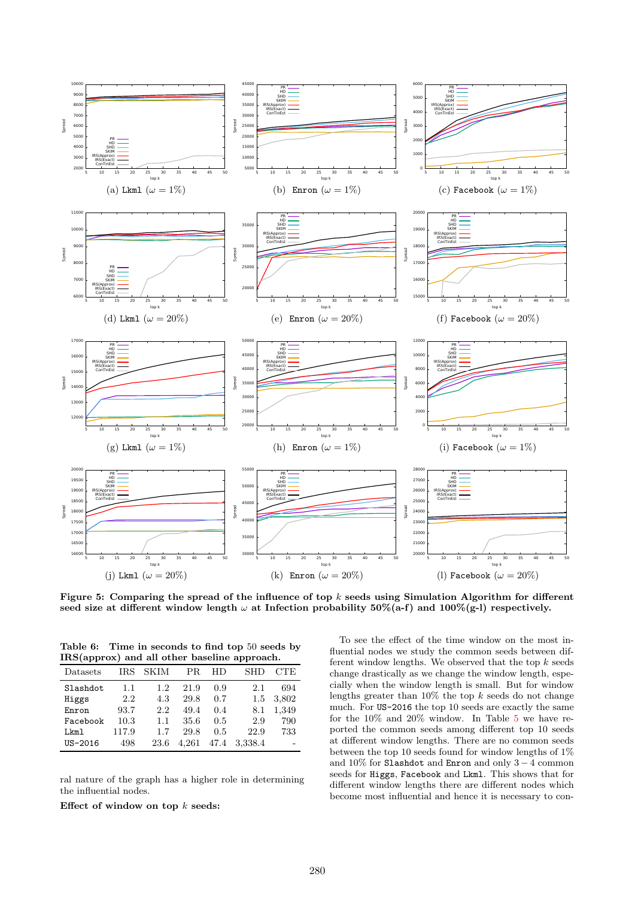(a) Lkml ($\omega = 1\%$) (b) Enron ($\omega = 1\%$) (c) Facebook ($\omega = 1\%$)

(d) Lkml ($\omega = 20\%$) (e) Enron ($\omega = 20\%$) (f) Facebook ($\omega = 20\%$)

(g) Lkml ($\omega = 1\%$) (h) Enron ($\omega = 1\%$) (i) Facebook ($\omega = 1\%$)

(j) Lkml ($\omega = 20\%$) (k) Enron ($\omega = 20\%$) (l) Facebook ($\omega = 20\%$)

**Figure 5: Comparing the spread of the influence of top $k$ seeds using Simulation Algorithm for different seed size at different window length $\omega$ at Infection probability 50%(a-f) and 100%(g-l) respectively.**

**Table 6: Time in seconds to find top 50 seeds by IRS(approx) and all other baseline approach.**

| Datasets | IRS | SKIM | PR | HD | SHD | CTE |
|---|---|---|---|---|---|---|
| Slashdot | 1.1 | 1.2 | 21.9 | 0.9 | 2.1 | 694 |
| Higgs | 2.2 | 4.3 | 29.8 | 0.7 | 1.5 | 3,802 |
| Enron | 93.7 | 2.2 | 49.4 | 0.4 | 8.1 | 1,349 |
| Facebook | 10.3 | 1.1 | 35.6 | 0.5 | 2.9 | 790 |
| Lkml | 117.9 | 1.7 | 29.8 | 0.5 | 22.9 | 733 |
| US-2016 | 498 | 23.6 | 4,261 | 47.4 | 3,338.4 | - |

ral nature of the graph has a higher role in determining the influential nodes.

**Effect of window on top $k$ seeds:**

To see the effect of the time window on the most influential nodes we study the common seeds between different window lengths. We observed that the top $k$ seeds change drastically as we change the window length, especially when the window length is small. But for window lengths greater than 10% the top $k$ seeds do not change much. For US-2016 the top 10 seeds are exactly the same for the 10% and 20% window. In Table 5 we have reported the common seeds among different top 10 seeds at different window lengths. There are no common seeds between the top 10 seeds found for window lengths of 1% and 10% for Slashdot and Enron and only $3-4$ common seeds for Higgs, Facebook and Lkml. This shows that for different window lengths there are different nodes which become most influential and hence it is necessary to con-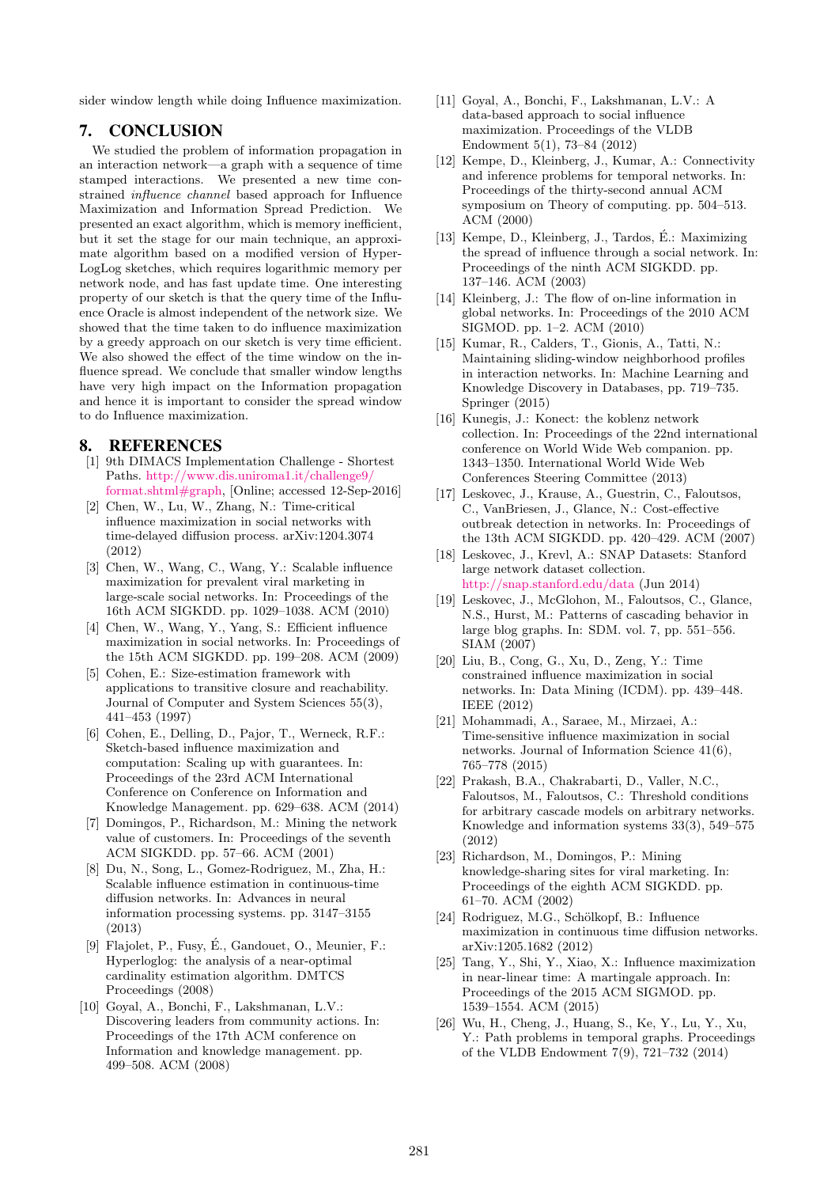sider window length while doing Influence maximization.

## 7. CONCLUSION

We studied the problem of information propagation in an interaction network—a graph with a sequence of time stamped interactions. We presented a new time constrained *influence channel* based approach for Influence Maximization and Information Spread Prediction. We presented an exact algorithm, which is memory inefficient, but it set the stage for our main technique, an approximate algorithm based on a modified version of HyperLogLog sketches, which requires logarithmic memory per network node, and has fast update time. One interesting property of our sketch is that the query time of the Influence Oracle is almost independent of the network size. We showed that the time taken to do influence maximization by a greedy approach on our sketch is very time efficient. We also showed the effect of the time window on the influence spread. We conclude that smaller window lengths have very high impact on the Information propagation and hence it is important to consider the spread window to do Influence maximization.

## 8. REFERENCES

[1] 9th DIMACS Implementation Challenge - Shortest Paths. http://www.dis.uniroma1.it/challenge9/format.shtml#graph, [Online; accessed 12-Sep-2016]

[2] Chen, W., Lu, W., Zhang, N.: Time-critical influence maximization in social networks with time-delayed diffusion process. arXiv:1204.3074 (2012)

[3] Chen, W., Wang, C., Wang, Y.: Scalable influence maximization for prevalent viral marketing in large-scale social networks. In: Proceedings of the 16th ACM SIGKDD. pp. 1029–1038. ACM (2010)

[4] Chen, W., Wang, Y., Yang, S.: Efficient influence maximization in social networks. In: Proceedings of the 15th ACM SIGKDD. pp. 199–208. ACM (2009)

[5] Cohen, E.: Size-estimation framework with applications to transitive closure and reachability. Journal of Computer and System Sciences 55(3), 441–453 (1997)

[6] Cohen, E., Delling, D., Pajor, T., Werneck, R.F.: Sketch-based influence maximization and computation: Scaling up with guarantees. In: Proceedings of the 23rd ACM International Conference on Conference on Information and Knowledge Management. pp. 629–638. ACM (2014)

[7] Domingos, P., Richardson, M.: Mining the network value of customers. In: Proceedings of the seventh ACM SIGKDD. pp. 57–66. ACM (2001)

[8] Du, N., Song, L., Gomez-Rodriguez, M., Zha, H.: Scalable influence estimation in continuous-time diffusion networks. In: Advances in neural information processing systems. pp. 3147–3155 (2013)

[9] Flajolet, P., Fusy, É., Gandouet, O., Meunier, F.: Hyperloglog: the analysis of a near-optimal cardinality estimation algorithm. DMTCS Proceedings (2008)

[10] Goyal, A., Bonchi, F., Lakshmanan, L.V.: Discovering leaders from community actions. In: Proceedings of the 17th ACM conference on Information and knowledge management. pp. 499–508. ACM (2008)

[11] Goyal, A., Bonchi, F., Lakshmanan, L.V.: A data-based approach to social influence maximization. Proceedings of the VLDB Endowment 5(1), 73–84 (2012)

[12] Kempe, D., Kleinberg, J., Kumar, A.: Connectivity and inference problems for temporal networks. In: Proceedings of the thirty-second annual ACM symposium on Theory of computing. pp. 504–513. ACM (2000)

[13] Kempe, D., Kleinberg, J., Tardos, É.: Maximizing the spread of influence through a social network. In: Proceedings of the ninth ACM SIGKDD. pp. 137–146. ACM (2003)

[14] Kleinberg, J.: The flow of on-line information in global networks. In: Proceedings of the 2010 ACM SIGMOD. pp. 1–2. ACM (2010)

[15] Kumar, R., Calders, T., Gionis, A., Tatti, N.: Maintaining sliding-window neighborhood profiles in interaction networks. In: Machine Learning and Knowledge Discovery in Databases, pp. 719–735. Springer (2015)

[16] Kunegis, J.: Konect: the koblenz network collection. In: Proceedings of the 22nd international conference on World Wide Web companion. pp. 1343–1350. International World Wide Web Conferences Steering Committee (2013)

[17] Leskovec, J., Krause, A., Guestrin, C., Faloutsos, C., VanBriesen, J., Glance, N.: Cost-effective outbreak detection in networks. In: Proceedings of the 13th ACM SIGKDD. pp. 420–429. ACM (2007)

[18] Leskovec, J., Krevl, A.: SNAP Datasets: Stanford large network dataset collection. http://snap.stanford.edu/data (Jun 2014)

[19] Leskovec, J., McGlohon, M., Faloutsos, C., Glance, N.S., Hurst, M.: Patterns of cascading behavior in large blog graphs. In: SDM. vol. 7, pp. 551–556. SIAM (2007)

[20] Liu, B., Cong, G., Xu, D., Zeng, Y.: Time constrained influence maximization in social networks. In: Data Mining (ICDM). pp. 439–448. IEEE (2012)

[21] Mohammadi, A., Saraee, M., Mirzaei, A.: Time-sensitive influence maximization in social networks. Journal of Information Science 41(6), 765–778 (2015)

[22] Prakash, B.A., Chakrabarti, D., Valler, N.C., Faloutsos, M., Faloutsos, C.: Threshold conditions for arbitrary cascade models on arbitrary networks. Knowledge and information systems 33(3), 549–575 (2012)

[23] Richardson, M., Domingos, P.: Mining knowledge-sharing sites for viral marketing. In: Proceedings of the eighth ACM SIGKDD. pp. 61–70. ACM (2002)

[24] Rodriguez, M.G., Schölkopf, B.: Influence maximization in continuous time diffusion networks. arXiv:1205.1682 (2012)

[25] Tang, Y., Shi, Y., Xiao, X.: Influence maximization in near-linear time: A martingale approach. In: Proceedings of the 2015 ACM SIGMOD. pp. 1539–1554. ACM (2015)

[26] Wu, H., Cheng, J., Huang, S., Ke, Y., Lu, Y., Xu, Y.: Path problems in temporal graphs. Proceedings of the VLDB Endowment 7(9), 721–732 (2014)